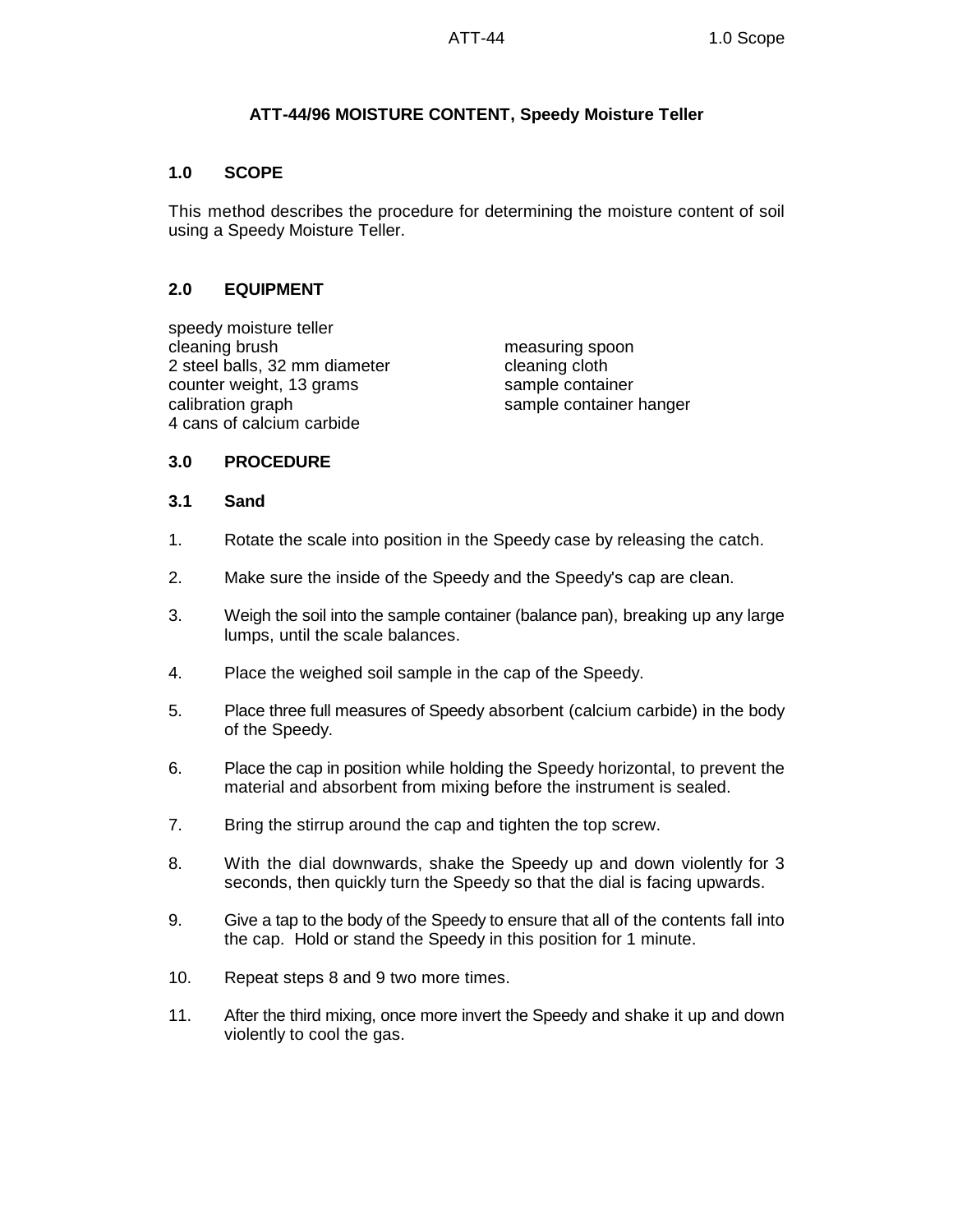# ATT-44/96 MOISTURE CONTENT, Speedy Moisture Teller

## 1.0 SCOPE

This method describes the procedure for determining the moisture content of soil using a Speedy Moisture Teller.

## 2.0 EQUIPMENT

- speedy moisture teller
- cleaning brush
- 2 steel balls, 32 mm diameter
- counter weight, 13 grams
- calibration graph
- 4 cans of calcium carbide
- measuring spoon
- cleaning cloth
- sample container
- sample container hanger

## 3.0 PROCEDURE

### 3.1 Sand

1. Rotate the scale into position in the Speedy case by releasing the catch.
2. Make sure the inside of the Speedy and the Speedy's cap are clean.
3. Weigh the soil into the sample container (balance pan), breaking up any large lumps, until the scale balances.
4. Place the weighed soil sample in the cap of the Speedy.
5. Place three full measures of Speedy absorbent (calcium carbide) in the body of the Speedy.
6. Place the cap in position while holding the Speedy horizontal, to prevent the material and absorbent from mixing before the instrument is sealed.
7. Bring the stirrup around the cap and tighten the top screw.
8. With the dial downwards, shake the Speedy up and down violently for 3 seconds, then quickly turn the Speedy so that the dial is facing upwards.
9. Give a tap to the body of the Speedy to ensure that all of the contents fall into the cap. Hold or stand the Speedy in this position for 1 minute.
10. Repeat steps 8 and 9 two more times.
11. After the third mixing, once more invert the Speedy and shake it up and down violently to cool the gas.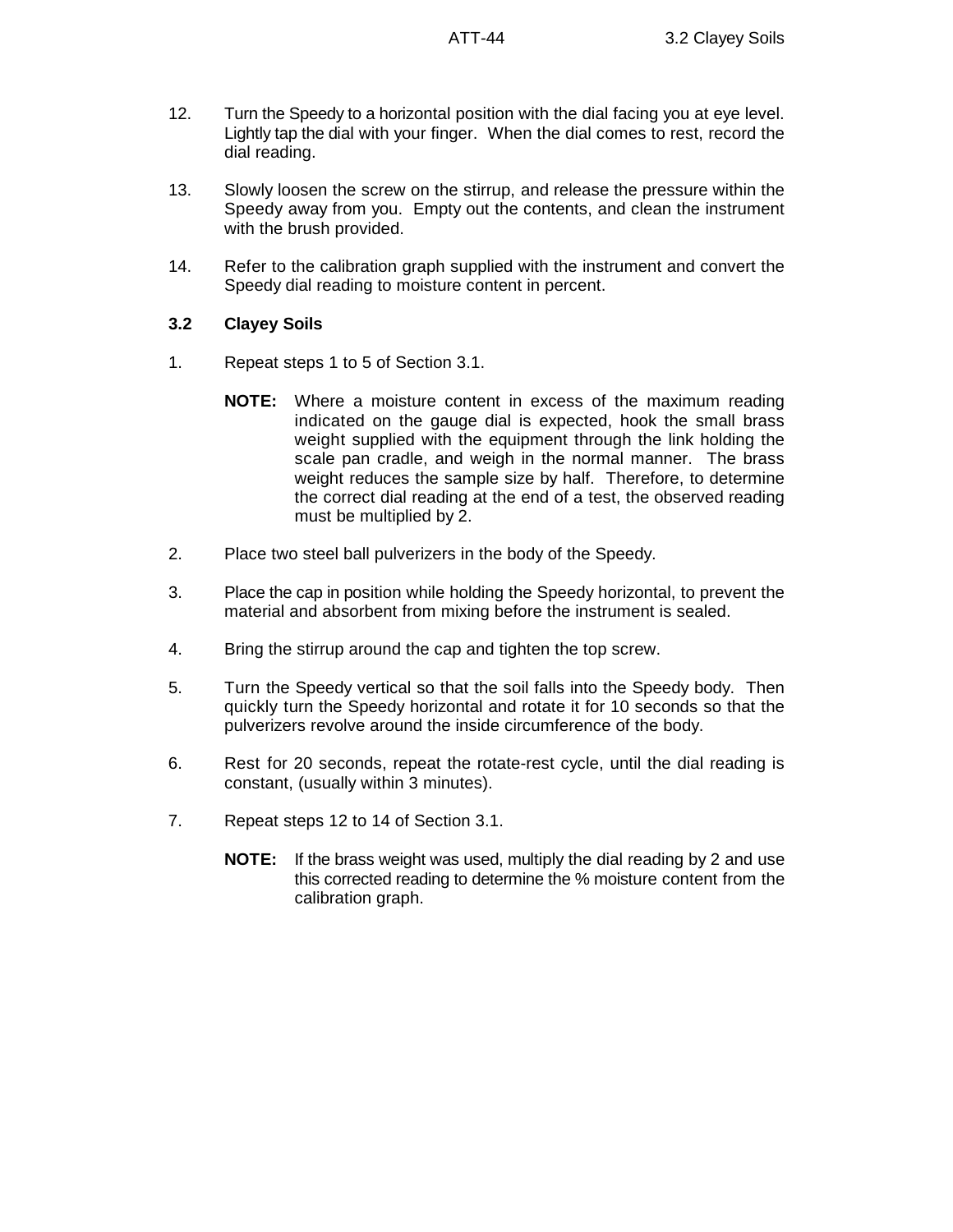12. Turn the Speedy to a horizontal position with the dial facing you at eye level. Lightly tap the dial with your finger. When the dial comes to rest, record the dial reading.

13. Slowly loosen the screw on the stirrup, and release the pressure within the Speedy away from you. Empty out the contents, and clean the instrument with the brush provided.

14. Refer to the calibration graph supplied with the instrument and convert the Speedy dial reading to moisture content in percent.

### 3.2 Clayey Soils

1. Repeat steps 1 to 5 of Section 3.1.

   **NOTE:** Where a moisture content in excess of the maximum reading indicated on the gauge dial is expected, hook the small brass weight supplied with the equipment through the link holding the scale pan cradle, and weigh in the normal manner. The brass weight reduces the sample size by half. Therefore, to determine the correct dial reading at the end of a test, the observed reading must be multiplied by 2.

2. Place two steel ball pulverizers in the body of the Speedy.

3. Place the cap in position while holding the Speedy horizontal, to prevent the material and absorbent from mixing before the instrument is sealed.

4. Bring the stirrup around the cap and tighten the top screw.

5. Turn the Speedy vertical so that the soil falls into the Speedy body. Then quickly turn the Speedy horizontal and rotate it for 10 seconds so that the pulverizers revolve around the inside circumference of the body.

6. Rest for 20 seconds, repeat the rotate-rest cycle, until the dial reading is constant, (usually within 3 minutes).

7. Repeat steps 12 to 14 of Section 3.1.

   **NOTE:** If the brass weight was used, multiply the dial reading by 2 and use this corrected reading to determine the % moisture content from the calibration graph.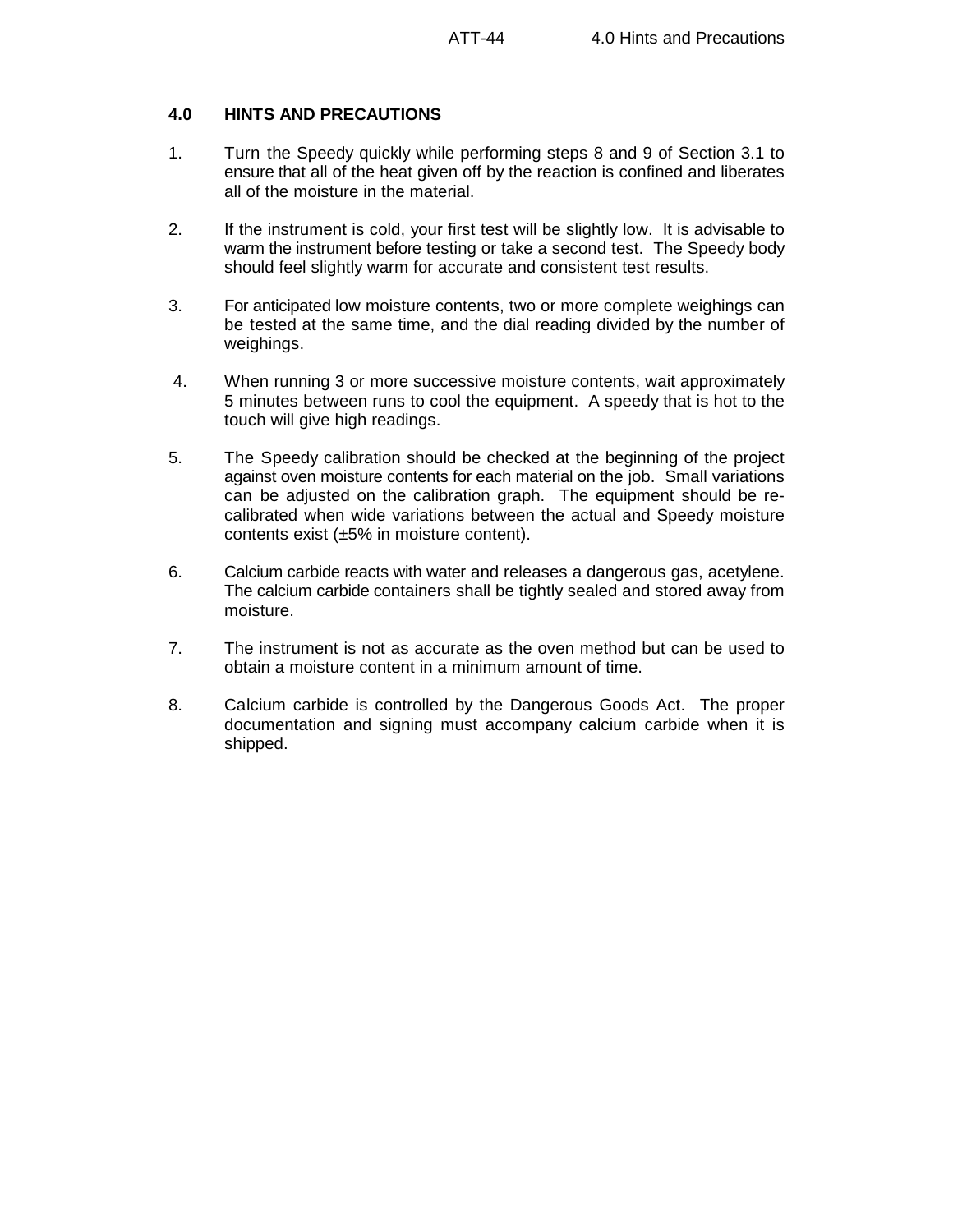## 4.0 HINTS AND PRECAUTIONS

1. Turn the Speedy quickly while performing steps 8 and 9 of Section 3.1 to ensure that all of the heat given off by the reaction is confined and liberates all of the moisture in the material.

2. If the instrument is cold, your first test will be slightly low. It is advisable to warm the instrument before testing or take a second test. The Speedy body should feel slightly warm for accurate and consistent test results.

3. For anticipated low moisture contents, two or more complete weighings can be tested at the same time, and the dial reading divided by the number of weighings.

4. When running 3 or more successive moisture contents, wait approximately 5 minutes between runs to cool the equipment. A speedy that is hot to the touch will give high readings.

5. The Speedy calibration should be checked at the beginning of the project against oven moisture contents for each material on the job. Small variations can be adjusted on the calibration graph. The equipment should be re-calibrated when wide variations between the actual and Speedy moisture contents exist (±5% in moisture content).

6. Calcium carbide reacts with water and releases a dangerous gas, acetylene. The calcium carbide containers shall be tightly sealed and stored away from moisture.

7. The instrument is not as accurate as the oven method but can be used to obtain a moisture content in a minimum amount of time.

8. Calcium carbide is controlled by the Dangerous Goods Act. The proper documentation and signing must accompany calcium carbide when it is shipped.